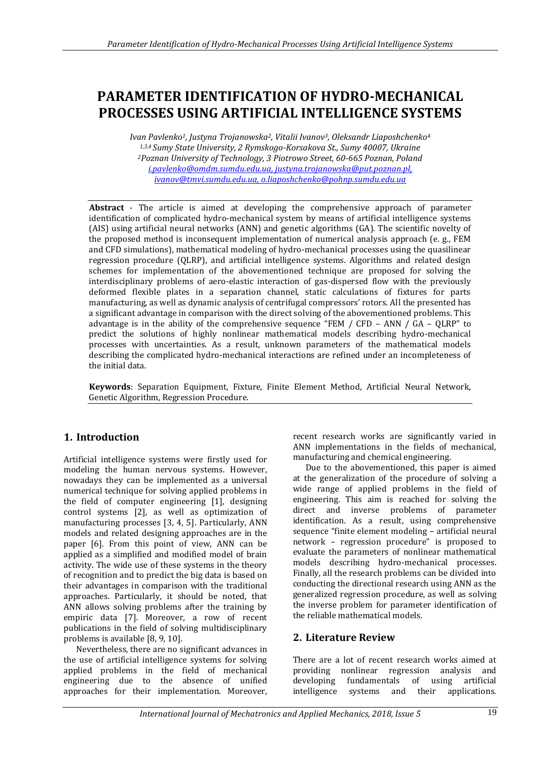# PARAMETER IDENTIFICATION OF HYDRO-MECHANICAL PROCESSES USING ARTIFICIAL INTELLIGENCE SYSTEMS

*Ivan Pavlenko[1], Justyna Trojanowska[2], Vitalii Ivanov[3], Oleksandr Liaposhchenko[4]*
*[1,3,4] Sumy State University, 2 Rymskogo-Korsakova St., Sumy 40007, Ukraine*
*[2] Poznan University of Technology, 3 Piotrowo Street, 60-665 Poznan, Poland*
i.pavlenko@omdm.sumdu.edu.ua, justyna.trojanowska@put.poznan.pl, ivanov@tmvi.sumdu.edu.ua, o.liaposhchenko@pohnp.sumdu.edu.ua

**Abstract** - The article is aimed at developing the comprehensive approach of parameter identification of complicated hydro-mechanical system by means of artificial intelligence systems (AIS) using artificial neural networks (ANN) and genetic algorithms (GA). The scientific novelty of the proposed method is inconsequent implementation of numerical analysis approach (e. g., FEM and CFD simulations), mathematical modeling of hydro-mechanical processes using the quasilinear regression procedure (QLRP), and artificial intelligence systems. Algorithms and related design schemes for implementation of the abovementioned technique are proposed for solving the interdisciplinary problems of aero-elastic interaction of gas-dispersed flow with the previously deformed flexible plates in a separation channel, static calculations of fixtures for parts manufacturing, as well as dynamic analysis of centrifugal compressors' rotors. All the presented has a significant advantage in comparison with the direct solving of the abovementioned problems. This advantage is in the ability of the comprehensive sequence "FEM / CFD – ANN / GA – QLRP" to predict the solutions of highly nonlinear mathematical models describing hydro-mechanical processes with uncertainties. As a result, unknown parameters of the mathematical models describing the complicated hydro-mechanical interactions are refined under an incompleteness of the initial data.

**Keywords**: Separation Equipment, Fixture, Finite Element Method, Artificial Neural Network, Genetic Algorithm, Regression Procedure.

## 1. Introduction

Artificial intelligence systems were firstly used for modeling the human nervous systems. However, nowadays they can be implemented as a universal numerical technique for solving applied problems in the field of computer engineering [1], designing control systems [2], as well as optimization of manufacturing processes [3, 4, 5]. Particularly, ANN models and related designing approaches are in the paper [6]. From this point of view, ANN can be applied as a simplified and modified model of brain activity. The wide use of these systems in the theory of recognition and to predict the big data is based on their advantages in comparison with the traditional approaches. Particularly, it should be noted, that ANN allows solving problems after the training by empiric data [7]. Moreover, a row of recent publications in the field of solving multidisciplinary problems is available [8, 9, 10].

Nevertheless, there are no significant advances in the use of artificial intelligence systems for solving applied problems in the field of mechanical engineering due to the absence of unified approaches for their implementation. Moreover, recent research works are significantly varied in ANN implementations in the fields of mechanical, manufacturing and chemical engineering.

Due to the abovementioned, this paper is aimed at the generalization of the procedure of solving a wide range of applied problems in the field of engineering. This aim is reached for solving the direct and inverse problems of parameter identification. As a result, using comprehensive sequence "finite element modeling – artificial neural network – regression procedure" is proposed to evaluate the parameters of nonlinear mathematical models describing hydro-mechanical processes. Finally, all the research problems can be divided into conducting the directional research using ANN as the generalized regression procedure, as well as solving the inverse problem for parameter identification of the reliable mathematical models.

## 2. Literature Review

There are a lot of recent research works aimed at providing nonlinear regression analysis and developing fundamentals of using artificial intelligence systems and their applications.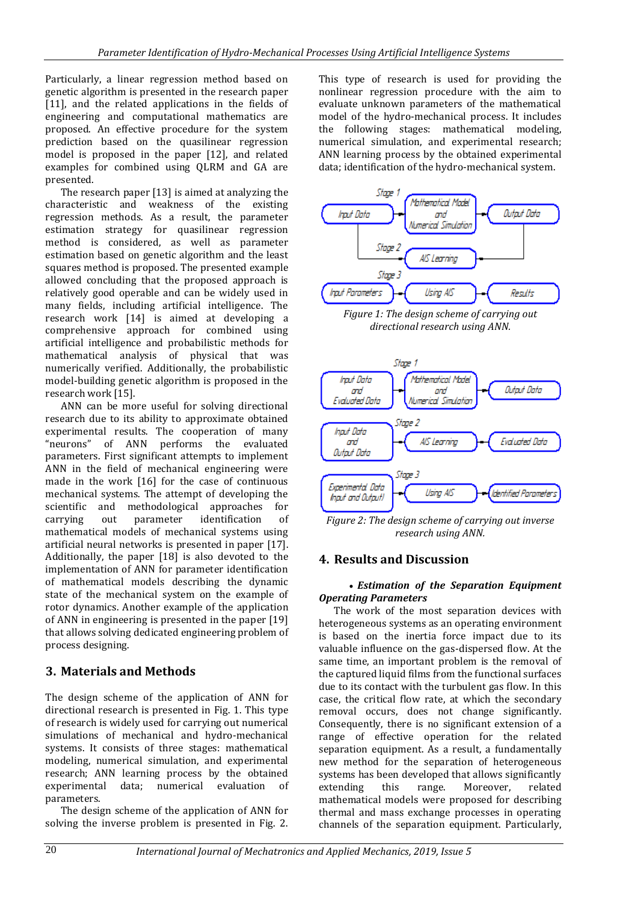Particularly, a linear regression method based on genetic algorithm is presented in the research paper [11], and the related applications in the fields of engineering and computational mathematics are proposed. An effective procedure for the system prediction based on the quasilinear regression model is proposed in the paper [12], and related examples for combined using QLRM and GA are presented.

The research paper [13] is aimed at analyzing the characteristic and weakness of the existing regression methods. As a result, the parameter estimation strategy for quasilinear regression method is considered, as well as parameter estimation based on genetic algorithm and the least squares method is proposed. The presented example allowed concluding that the proposed approach is relatively good operable and can be widely used in many fields, including artificial intelligence. The research work [14] is aimed at developing a comprehensive approach for combined using artificial intelligence and probabilistic methods for mathematical analysis of physical that was numerically verified. Additionally, the probabilistic model-building genetic algorithm is proposed in the research work [15].

ANN can be more useful for solving directional research due to its ability to approximate obtained experimental results. The cooperation of many "neurons" of ANN performs the evaluated parameters. First significant attempts to implement ANN in the field of mechanical engineering were made in the work [16] for the case of continuous mechanical systems. The attempt of developing the scientific and methodological approaches for carrying out parameter identification of mathematical models of mechanical systems using artificial neural networks is presented in paper [17]. Additionally, the paper [18] is also devoted to the implementation of ANN for parameter identification of mathematical models describing the dynamic state of the mechanical system on the example of rotor dynamics. Another example of the application of ANN in engineering is presented in the paper [19] that allows solving dedicated engineering problem of process designing.

## 3. Materials and Methods

The design scheme of the application of ANN for directional research is presented in Fig. 1. This type of research is widely used for carrying out numerical simulations of mechanical and hydro-mechanical systems. It consists of three stages: mathematical modeling, numerical simulation, and experimental research; ANN learning process by the obtained experimental data; numerical evaluation of parameters.

The design scheme of the application of ANN for solving the inverse problem is presented in Fig. 2. This type of research is used for providing the nonlinear regression procedure with the aim to evaluate unknown parameters of the mathematical model of the hydro-mechanical process. It includes the following stages: mathematical modeling, numerical simulation, and experimental research; ANN learning process by the obtained experimental data; identification of the hydro-mechanical system.

*Figure 1: The design scheme of carrying out directional research using ANN.*

*Figure 2: The design scheme of carrying out inverse research using ANN.*

## 4. Results and Discussion

• ***Estimation of the Separation Equipment Operating Parameters***

The work of the most separation devices with heterogeneous systems as an operating environment is based on the inertia force impact due to its valuable influence on the gas-dispersed flow. At the same time, an important problem is the removal of the captured liquid films from the functional surfaces due to its contact with the turbulent gas flow. In this case, the critical flow rate, at which the secondary removal occurs, does not change significantly. Consequently, there is no significant extension of a range of effective operation for the related separation equipment. As a result, a fundamentally new method for the separation of heterogeneous systems has been developed that allows significantly extending this range. Moreover, related mathematical models were proposed for describing thermal and mass exchange processes in operating channels of the separation equipment. Particularly,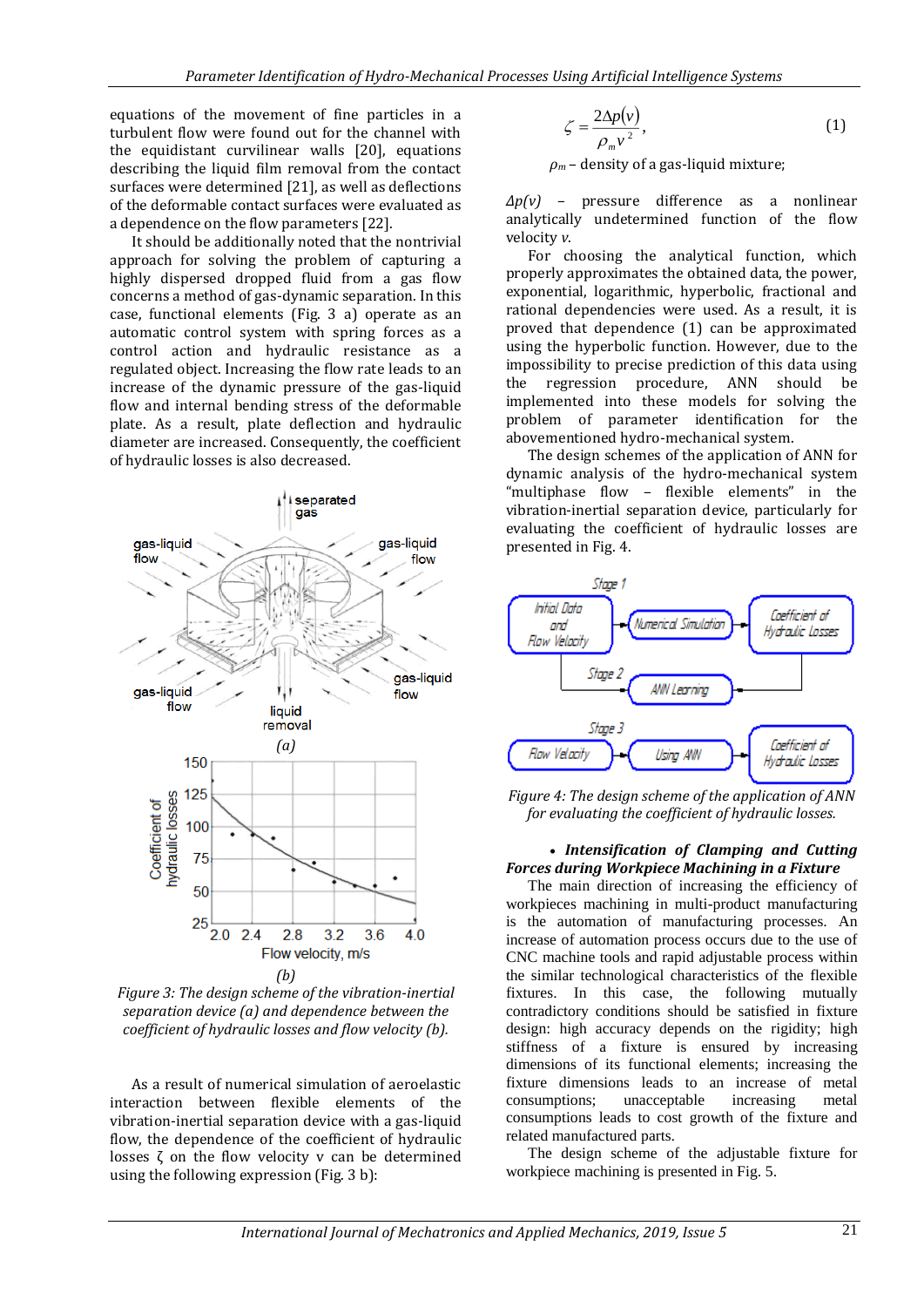equations of the movement of fine particles in a turbulent flow were found out for the channel with the equidistant curvilinear walls [20], equations describing the liquid film removal from the contact surfaces were determined [21], as well as deflections of the deformable contact surfaces were evaluated as a dependence on the flow parameters [22].

It should be additionally noted that the nontrivial approach for solving the problem of capturing a highly dispersed dropped fluid from a gas flow concerns a method of gas-dynamic separation. In this case, functional elements (Fig. 3 a) operate as an automatic control system with spring forces as a control action and hydraulic resistance as a regulated object. Increasing the flow rate leads to an increase of the dynamic pressure of the gas-liquid flow and internal bending stress of the deformable plate. As a result, plate deflection and hydraulic diameter are increased. Consequently, the coefficient of hydraulic losses is also decreased.

(a)

(b)

*Figure 3: The design scheme of the vibration-inertial separation device (a) and dependence between the coefficient of hydraulic losses and flow velocity (b).*

As a result of numerical simulation of aeroelastic interaction between flexible elements of the vibration-inertial separation device with a gas-liquid flow, the dependence of the coefficient of hydraulic losses ζ on the flow velocity v can be determined using the following expression (Fig. 3 b):

$$\zeta = \frac{2\Delta p(v)}{\rho_m v^2}, \qquad (1)$$

$\rho_m$ – density of a gas-liquid mixture;

$\Delta p(v)$ – pressure difference as a nonlinear analytically undetermined function of the flow velocity $v$.

For choosing the analytical function, which properly approximates the obtained data, the power, exponential, logarithmic, hyperbolic, fractional and rational dependencies were used. As a result, it is proved that dependence (1) can be approximated using the hyperbolic function. However, due to the impossibility to precise prediction of this data using the regression procedure, ANN should be implemented into these models for solving the problem of parameter identification for the abovementioned hydro-mechanical system.

The design schemes of the application of ANN for dynamic analysis of the hydro-mechanical system "multiphase flow – flexible elements" in the vibration-inertial separation device, particularly for evaluating the coefficient of hydraulic losses are presented in Fig. 4.

*Figure 4: The design scheme of the application of ANN for evaluating the coefficient of hydraulic losses.*

- ***Intensification of Clamping and Cutting Forces during Workpiece Machining in a Fixture***

The main direction of increasing the efficiency of workpieces machining in multi-product manufacturing is the automation of manufacturing processes. An increase of automation process occurs due to the use of CNC machine tools and rapid adjustable process within the similar technological characteristics of the flexible fixtures. In this case, the following mutually contradictory conditions should be satisfied in fixture design: high accuracy depends on the rigidity; high stiffness of a fixture is ensured by increasing dimensions of its functional elements; increasing the fixture dimensions leads to an increase of metal consumptions; unacceptable increasing metal consumptions leads to cost growth of the fixture and related manufactured parts.

The design scheme of the adjustable fixture for workpiece machining is presented in Fig. 5.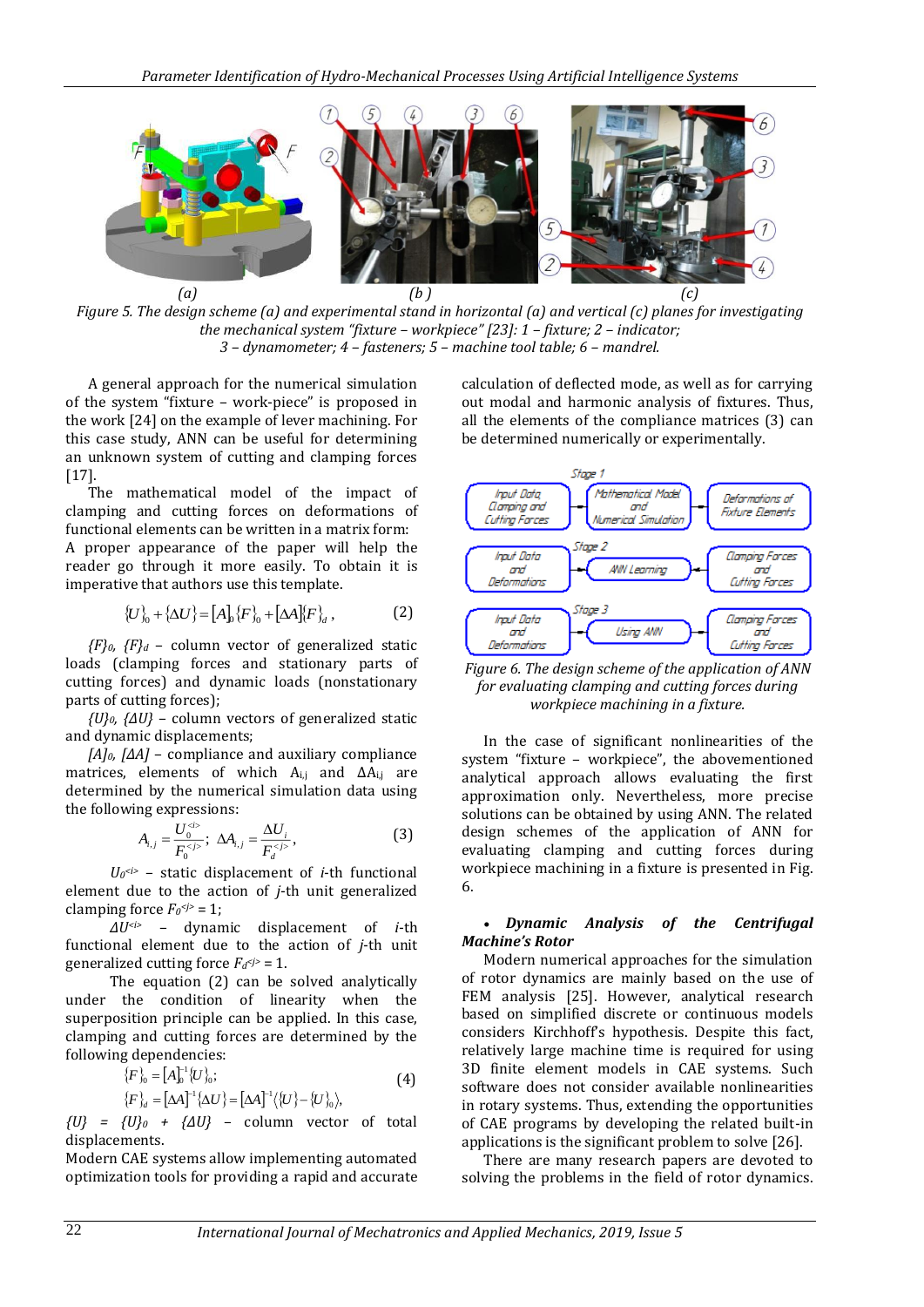Figure 5. The design scheme (a) and experimental stand in horizontal (a) and vertical (c) planes for investigating the mechanical system "fixture – workpiece" [23]: 1 – fixture; 2 – indicator; 3 – dynamometer; 4 – fasteners; 5 – machine tool table; 6 – mandrel.

A general approach for the numerical simulation of the system "fixture – work-piece" is proposed in the work [24] on the example of lever machining. For this case study, ANN can be useful for determining an unknown system of cutting and clamping forces [17].

The mathematical model of the impact of clamping and cutting forces on deformations of functional elements can be written in a matrix form: A proper appearance of the paper will help the reader go through it more easily. To obtain it is imperative that authors use this template.

$$\{U\}_0 + \{\Delta U\} = [A]_0\{F\}_0 + [\Delta A]\{F\}_d\,, \tag{2}$$

$\{F\}_0$, $\{F\}_d$ – column vector of generalized static loads (clamping forces and stationary parts of cutting forces) and dynamic loads (nonstationary parts of cutting forces);

$\{U\}_0$, $\{\Delta U\}$ – column vectors of generalized static and dynamic displacements;

$[A]_0$, $[\Delta A]$ – compliance and auxiliary compliance matrices, elements of which $A_{i,j}$ and $\Delta A_{i,j}$ are determined by the numerical simulation data using the following expressions:

$$A_{i,j} = \frac{U_0^{<i>}}{F_0^{<j>}};\ \Delta A_{i,j} = \frac{\Delta U_i}{F_d^{<j>}}, \tag{3}$$

$U_0^{<i>}$ – static displacement of $i$-th functional element due to the action of $j$-th unit generalized clamping force $F_0^{<j>} = 1$;

$\Delta U^{<i>}$ – dynamic displacement of $i$-th functional element due to the action of $j$-th unit generalized cutting force $F_d^{<j>} = 1$.

The equation (2) can be solved analytically under the condition of linearity when the superposition principle can be applied. In this case, clamping and cutting forces are determined by the following dependencies:

$$\begin{aligned} \{F\}_0 &= [A]_0^{-1}\{U\}_0; \\ \{F\}_d &= [\Delta A]^{-1}\{\Delta U\} = [\Delta A]^{-1}\langle\{U\} - \{U\}_0\rangle, \end{aligned} \tag{4}$$

$\{U\} = \{U\}_0 + \{\Delta U\}$ – column vector of total displacements.

Modern CAE systems allow implementing automated optimization tools for providing a rapid and accurate calculation of deflected mode, as well as for carrying out modal and harmonic analysis of fixtures. Thus, all the elements of the compliance matrices (3) can be determined numerically or experimentally.

Figure 6. The design scheme of the application of ANN for evaluating clamping and cutting forces during workpiece machining in a fixture.

In the case of significant nonlinearities of the system "fixture – workpiece", the abovementioned analytical approach allows evaluating the first approximation only. Nevertheless, more precise solutions can be obtained by using ANN. The related design schemes of the application of ANN for evaluating clamping and cutting forces during workpiece machining in a fixture is presented in Fig. 6.

- ***Dynamic Analysis of the Centrifugal Machine's Rotor***

Modern numerical approaches for the simulation of rotor dynamics are mainly based on the use of FEM analysis [25]. However, analytical research based on simplified discrete or continuous models considers Kirchhoff's hypothesis. Despite this fact, relatively large machine time is required for using 3D finite element models in CAE systems. Such software does not consider available nonlinearities in rotary systems. Thus, extending the opportunities of CAE programs by developing the related built-in applications is the significant problem to solve [26].

There are many research papers are devoted to solving the problems in the field of rotor dynamics.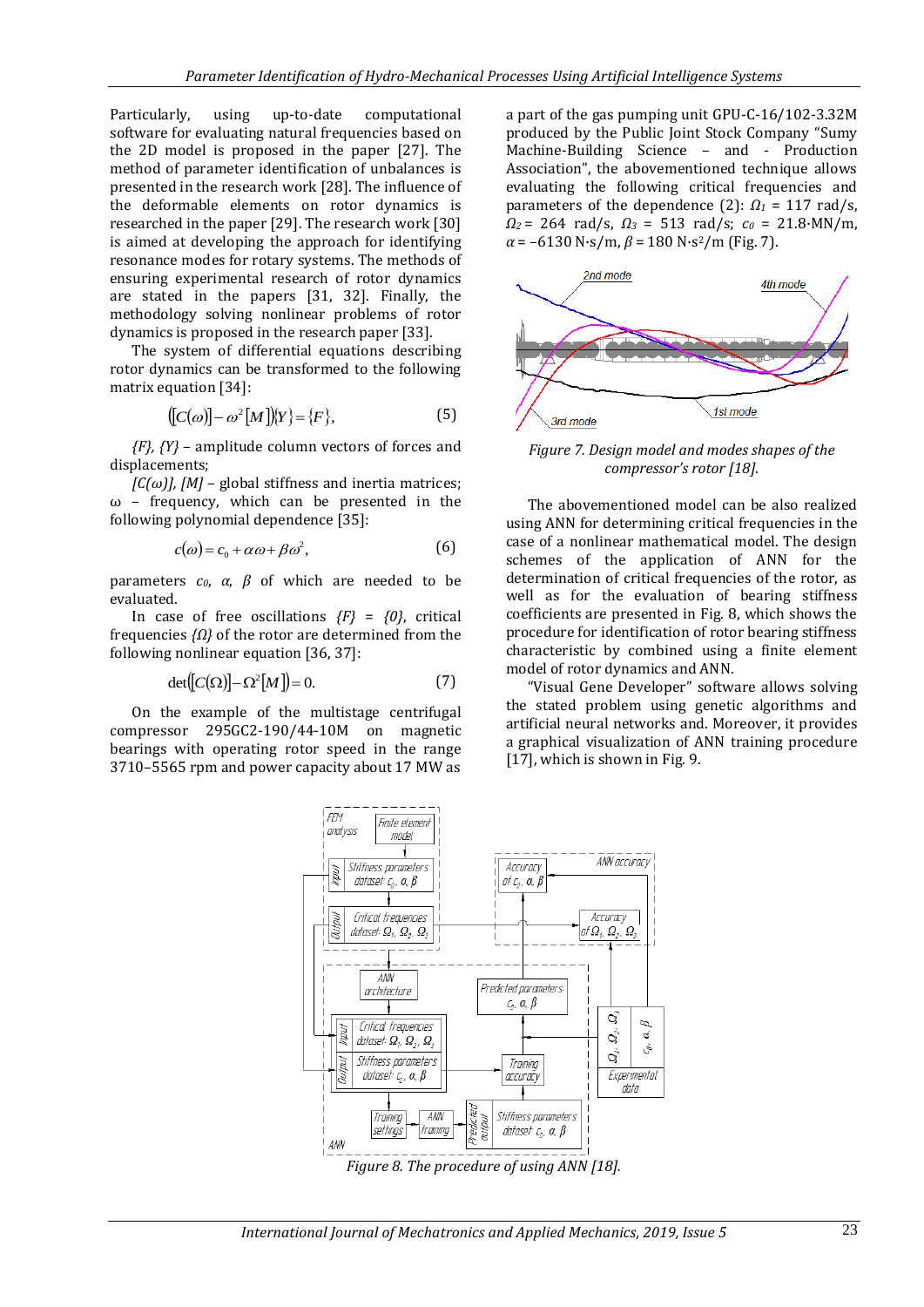Particularly, using up-to-date computational software for evaluating natural frequencies based on the 2D model is proposed in the paper [27]. The method of parameter identification of unbalances is presented in the research work [28]. The influence of the deformable elements on rotor dynamics is researched in the paper [29]. The research work [30] is aimed at developing the approach for identifying resonance modes for rotary systems. The methods of ensuring experimental research of rotor dynamics are stated in the papers [31, 32]. Finally, the methodology solving nonlinear problems of rotor dynamics is proposed in the research paper [33].

The system of differential equations describing rotor dynamics can be transformed to the following matrix equation [34]:

$$([C(\omega)] - \omega^2[M])\{Y\} = \{F\}, \tag{5}$$

*{F}, {Y}* – amplitude column vectors of forces and displacements;

*[C(ω)], [M]* – global stiffness and inertia matrices; ω – frequency, which can be presented in the following polynomial dependence [35]:

$$c(\omega) = c_0 + \alpha\omega + \beta\omega^2, \tag{6}$$

parameters $c_0$, $\alpha$, $\beta$ of which are needed to be evaluated.

In case of free oscillations *{F} = {0}*, critical frequencies *{Ω}* of the rotor are determined from the following nonlinear equation [36, 37]:

$$\det([C(\Omega)] - \Omega^2[M]) = 0. \tag{7}$$

On the example of the multistage centrifugal compressor 295GC2-190/44-10M on magnetic bearings with operating rotor speed in the range 3710–5565 rpm and power capacity about 17 MW as a part of the gas pumping unit GPU-C-16/102-3.32M produced by the Public Joint Stock Company "Sumy Machine-Building Science – and - Production Association", the abovementioned technique allows evaluating the following critical frequencies and parameters of the dependence (2): $\Omega_1$ = 117 rad/s, $\Omega_2$ = 264 rad/s, $\Omega_3$ = 513 rad/s; $c_0$ = 21.8·MN/m, $\alpha$ = –6130 N·s/m, $\beta$ = 180 N·s²/m (Fig. 7).

*Figure 7. Design model and modes shapes of the compressor's rotor [18].*

The abovementioned model can be also realized using ANN for determining critical frequencies in the case of a nonlinear mathematical model. The design schemes of the application of ANN for the determination of critical frequencies of the rotor, as well as for the evaluation of bearing stiffness coefficients are presented in Fig. 8, which shows the procedure for identification of rotor bearing stiffness characteristic by combined using a finite element model of rotor dynamics and ANN.

"Visual Gene Developer" software allows solving the stated problem using genetic algorithms and artificial neural networks and. Moreover, it provides a graphical visualization of ANN training procedure [17], which is shown in Fig. 9.

*Figure 8. The procedure of using ANN [18].*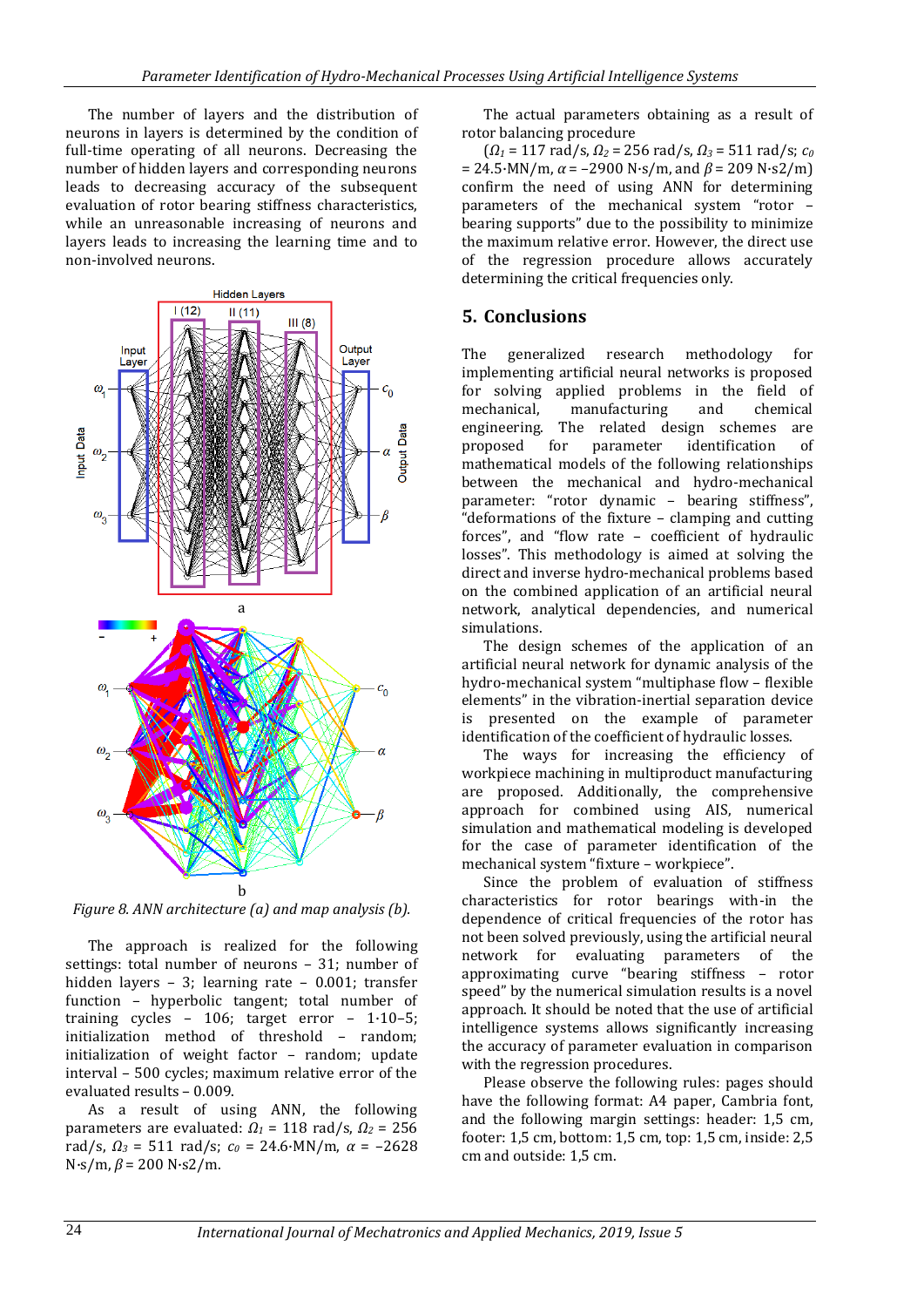The number of layers and the distribution of neurons in layers is determined by the condition of full-time operating of all neurons. Decreasing the number of hidden layers and corresponding neurons leads to decreasing accuracy of the subsequent evaluation of rotor bearing stiffness characteristics, while an unreasonable increasing of neurons and layers leads to increasing the learning time and to non-involved neurons.

*Figure 8. ANN architecture (a) and map analysis (b).*

The approach is realized for the following settings: total number of neurons – 31; number of hidden layers – 3; learning rate – 0.001; transfer function – hyperbolic tangent; total number of training cycles – 106; target error – 1·10–5; initialization method of threshold – random; initialization of weight factor – random; update interval – 500 cycles; maximum relative error of the evaluated results – 0.009.

As a result of using ANN, the following parameters are evaluated: $\Omega_1$ = 118 rad/s, $\Omega_2$ = 256 rad/s, $\Omega_3$ = 511 rad/s; $c_0$ = 24.6·MN/m, $\alpha$ = –2628 N·s/m, $\beta$ = 200 N·s2/m.

The actual parameters obtaining as a result of rotor balancing procedure

($\Omega_1$ = 117 rad/s, $\Omega_2$ = 256 rad/s, $\Omega_3$ = 511 rad/s; $c_0$ = 24.5·MN/m, $\alpha$ = –2900 N·s/m, and $\beta$ = 209 N·s2/m) confirm the need of using ANN for determining parameters of the mechanical system "rotor – bearing supports" due to the possibility to minimize the maximum relative error. However, the direct use of the regression procedure allows accurately determining the critical frequencies only.

## 5. Conclusions

The generalized research methodology for implementing artificial neural networks is proposed for solving applied problems in the field of mechanical, manufacturing and chemical engineering. The related design schemes are proposed for parameter identification of mathematical models of the following relationships between the mechanical and hydro-mechanical parameter: "rotor dynamic – bearing stiffness", "deformations of the fixture – clamping and cutting forces", and "flow rate – coefficient of hydraulic losses". This methodology is aimed at solving the direct and inverse hydro-mechanical problems based on the combined application of an artificial neural network, analytical dependencies, and numerical simulations.

The design schemes of the application of an artificial neural network for dynamic analysis of the hydro-mechanical system "multiphase flow – flexible elements" in the vibration-inertial separation device is presented on the example of parameter identification of the coefficient of hydraulic losses.

The ways for increasing the efficiency of workpiece machining in multiproduct manufacturing are proposed. Additionally, the comprehensive approach for combined using AIS, numerical simulation and mathematical modeling is developed for the case of parameter identification of the mechanical system "fixture – workpiece".

Since the problem of evaluation of stiffness characteristics for rotor bearings with-in the dependence of critical frequencies of the rotor has not been solved previously, using the artificial neural network for evaluating parameters of the approximating curve "bearing stiffness – rotor speed" by the numerical simulation results is a novel approach. It should be noted that the use of artificial intelligence systems allows significantly increasing the accuracy of parameter evaluation in comparison with the regression procedures.

Please observe the following rules: pages should have the following format: A4 paper, Cambria font, and the following margin settings: header: 1,5 cm, footer: 1,5 cm, bottom: 1,5 cm, top: 1,5 cm, inside: 2,5 cm and outside: 1,5 cm.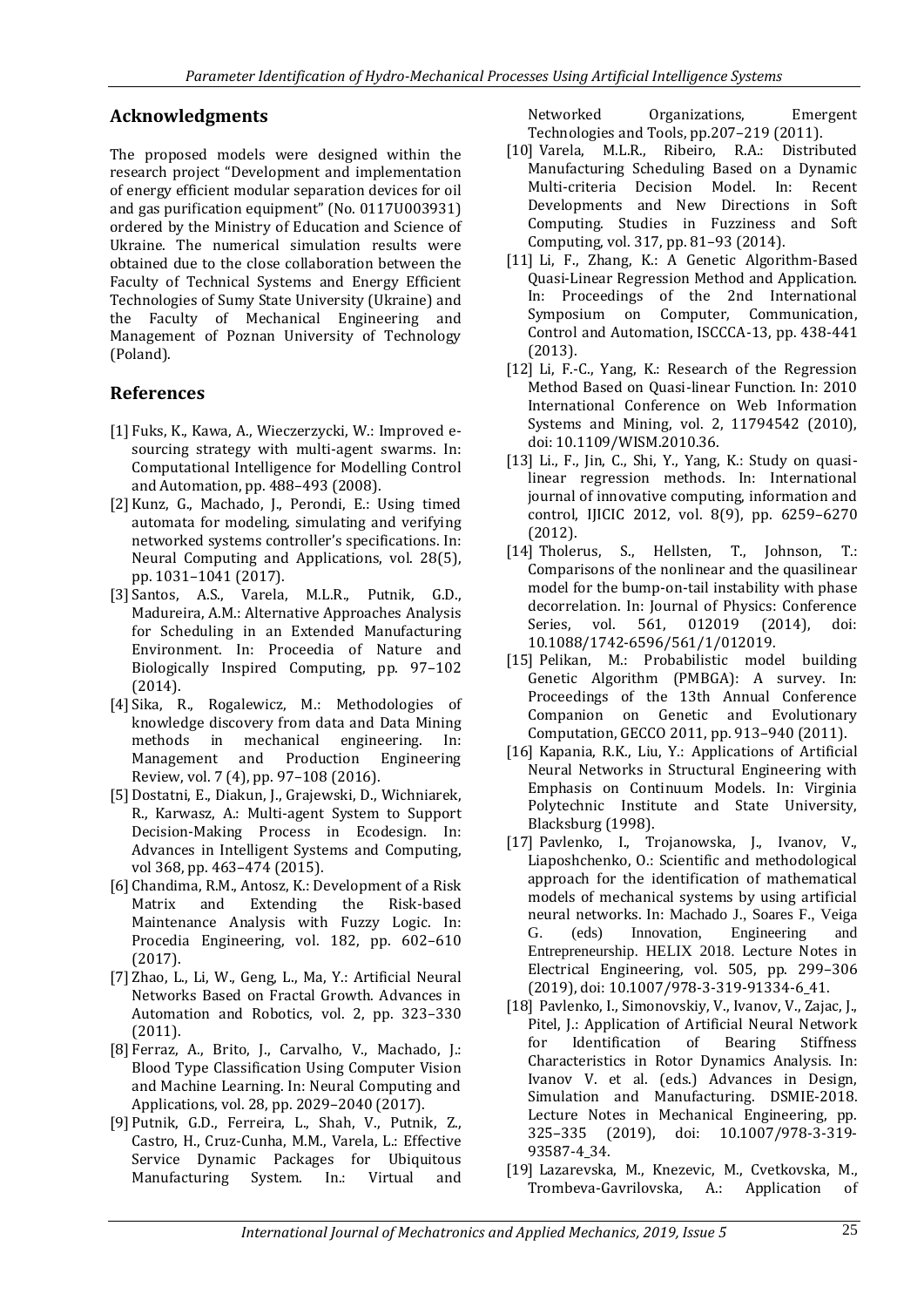## Acknowledgments

The proposed models were designed within the research project "Development and implementation of energy efficient modular separation devices for oil and gas purification equipment" (No. 0117U003931) ordered by the Ministry of Education and Science of Ukraine. The numerical simulation results were obtained due to the close collaboration between the Faculty of Technical Systems and Energy Efficient Technologies of Sumy State University (Ukraine) and the Faculty of Mechanical Engineering and Management of Poznan University of Technology (Poland).

## References

[1] Fuks, K., Kawa, A., Wieczerzycki, W.: Improved e-sourcing strategy with multi-agent swarms. In: Computational Intelligence for Modelling Control and Automation, pp. 488–493 (2008).

[2] Kunz, G., Machado, J., Perondi, E.: Using timed automata for modeling, simulating and verifying networked systems controller's specifications. In: Neural Computing and Applications, vol. 28(5), pp. 1031–1041 (2017).

[3] Santos, A.S., Varela, M.L.R., Putnik, G.D., Madureira, A.M.: Alternative Approaches Analysis for Scheduling in an Extended Manufacturing Environment. In: Proceedia of Nature and Biologically Inspired Computing, pp. 97–102 (2014).

[4] Sika, R., Rogalewicz, M.: Methodologies of knowledge discovery from data and Data Mining methods in mechanical engineering. In: Management and Production Engineering Review, vol. 7 (4), pp. 97–108 (2016).

[5] Dostatni, E., Diakun, J., Grajewski, D., Wichniarek, R., Karwasz, A.: Multi-agent System to Support Decision-Making Process in Ecodesign. In: Advances in Intelligent Systems and Computing, vol 368, pp. 463–474 (2015).

[6] Chandima, R.M., Antosz, K.: Development of a Risk Matrix and Extending the Risk-based Maintenance Analysis with Fuzzy Logic. In: Procedia Engineering, vol. 182, pp. 602–610 (2017).

[7] Zhao, L., Li, W., Geng, L., Ma, Y.: Artificial Neural Networks Based on Fractal Growth. Advances in Automation and Robotics, vol. 2, pp. 323–330 (2011).

[8] Ferraz, A., Brito, J., Carvalho, V., Machado, J.: Blood Type Classification Using Computer Vision and Machine Learning. In: Neural Computing and Applications, vol. 28, pp. 2029–2040 (2017).

[9] Putnik, G.D., Ferreira, L., Shah, V., Putnik, Z., Castro, H., Cruz-Cunha, M.M., Varela, L.: Effective Service Dynamic Packages for Ubiquitous Manufacturing System. In.: Virtual and Networked Organizations, Emergent Technologies and Tools, pp.207–219 (2011).

[10] Varela, M.L.R., Ribeiro, R.A.: Distributed Manufacturing Scheduling Based on a Dynamic Multi-criteria Decision Model. In: Recent Developments and New Directions in Soft Computing. Studies in Fuzziness and Soft Computing, vol. 317, pp. 81–93 (2014).

[11] Li, F., Zhang, K.: A Genetic Algorithm-Based Quasi-Linear Regression Method and Application. In: Proceedings of the 2nd International Symposium on Computer, Communication, Control and Automation, ISCCCA-13, pp. 438-441 (2013).

[12] Li, F.-C., Yang, K.: Research of the Regression Method Based on Quasi-linear Function. In: 2010 International Conference on Web Information Systems and Mining, vol. 2, 11794542 (2010), doi: 10.1109/WISM.2010.36.

[13] Li., F., Jin, C., Shi, Y., Yang, K.: Study on quasi-linear regression methods. In: International journal of innovative computing, information and control, IJICIC 2012, vol. 8(9), pp. 6259–6270 (2012).

[14] Tholerus, S., Hellsten, T., Johnson, T.: Comparisons of the nonlinear and the quasilinear model for the bump-on-tail instability with phase decorrelation. In: Journal of Physics: Conference Series, vol. 561, 012019 (2014), doi: 10.1088/1742-6596/561/1/012019.

[15] Pelikan, M.: Probabilistic model building Genetic Algorithm (PMBGA): A survey. In: Proceedings of the 13th Annual Conference Companion on Genetic and Evolutionary Computation, GECCO 2011, pp. 913–940 (2011).

[16] Kapania, R.K., Liu, Y.: Applications of Artificial Neural Networks in Structural Engineering with Emphasis on Continuum Models. In: Virginia Polytechnic Institute and State University, Blacksburg (1998).

[17] Pavlenko, I., Trojanowska, J., Ivanov, V., Liaposhchenko, O.: Scientific and methodological approach for the identification of mathematical models of mechanical systems by using artificial neural networks. In: Machado J., Soares F., Veiga G. (eds) Innovation, Engineering and Entrepreneurship. HELIX 2018. Lecture Notes in Electrical Engineering, vol. 505, pp. 299–306 (2019), doi: 10.1007/978-3-319-91334-6_41.

[18] Pavlenko, I., Simonovskiy, V., Ivanov, V., Zajac, J., Pitel, J.: Application of Artificial Neural Network for Identification of Bearing Stiffness Characteristics in Rotor Dynamics Analysis. In: Ivanov V. et al. (eds.) Advances in Design, Simulation and Manufacturing. DSMIE-2018. Lecture Notes in Mechanical Engineering, pp. 325–335 (2019), doi: 10.1007/978-3-319-93587-4_34.

[19] Lazarevska, M., Knezevic, M., Cvetkovska, M., Trombeva-Gavrilovska, A.: Application of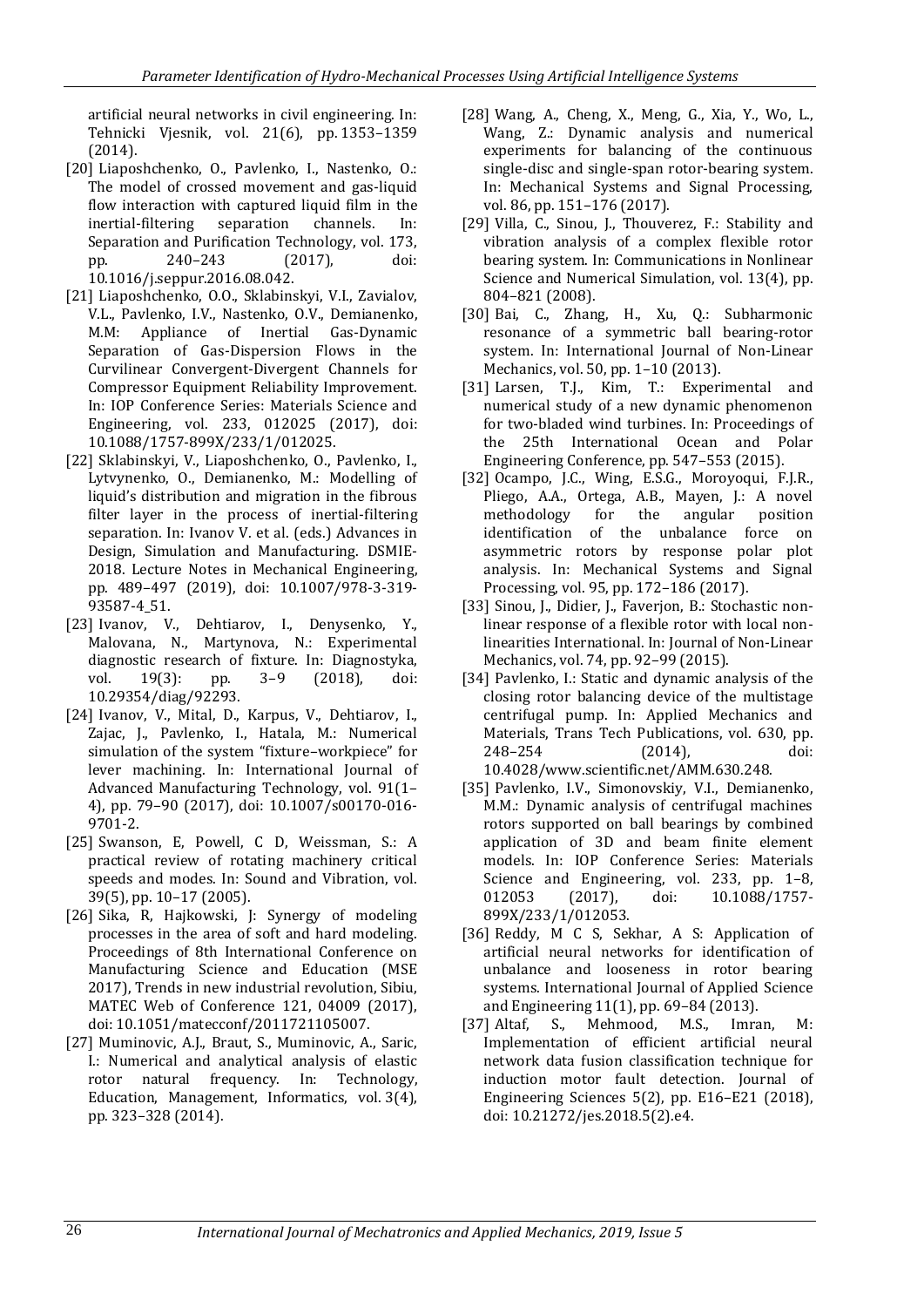artificial neural networks in civil engineering. In: Tehnicki Vjesnik, vol. 21(6), pp. 1353–1359 (2014).

[20] Liaposhchenko, O., Pavlenko, I., Nastenko, O.: The model of crossed movement and gas-liquid flow interaction with captured liquid film in the inertial-filtering separation channels. In: Separation and Purification Technology, vol. 173, pp. 240–243 (2017), doi: 10.1016/j.seppur.2016.08.042.

[21] Liaposhchenko, O.O., Sklabinskyi, V.I., Zavialov, V.L., Pavlenko, I.V., Nastenko, O.V., Demianenko, M.M: Appliance of Inertial Gas-Dynamic Separation of Gas-Dispersion Flows in the Curvilinear Convergent-Divergent Channels for Compressor Equipment Reliability Improvement. In: IOP Conference Series: Materials Science and Engineering, vol. 233, 012025 (2017), doi: 10.1088/1757-899X/233/1/012025.

[22] Sklabinskyi, V., Liaposhchenko, O., Pavlenko, I., Lytvynenko, O., Demianenko, M.: Modelling of liquid's distribution and migration in the fibrous filter layer in the process of inertial-filtering separation. In: Ivanov V. et al. (eds.) Advances in Design, Simulation and Manufacturing. DSMIE-2018. Lecture Notes in Mechanical Engineering, pp. 489–497 (2019), doi: 10.1007/978-3-319-93587-4_51.

[23] Ivanov, V., Dehtiarov, I., Denysenko, Y., Malovana, N., Martynova, N.: Experimental diagnostic research of fixture. In: Diagnostyka, vol. 19(3): pp. 3–9 (2018), doi: 10.29354/diag/92293.

[24] Ivanov, V., Mital, D., Karpus, V., Dehtiarov, I., Zajac, J., Pavlenko, I., Hatala, M.: Numerical simulation of the system "fixture–workpiece" for lever machining. In: International Journal of Advanced Manufacturing Technology, vol. 91(1–4), pp. 79–90 (2017), doi: 10.1007/s00170-016-9701-2.

[25] Swanson, E, Powell, C D, Weissman, S.: A practical review of rotating machinery critical speeds and modes. In: Sound and Vibration, vol. 39(5), pp. 10–17 (2005).

[26] Sika, R, Hajkowski, J: Synergy of modeling processes in the area of soft and hard modeling. Proceedings of 8th International Conference on Manufacturing Science and Education (MSE 2017), Trends in new industrial revolution, Sibiu, MATEC Web of Conference 121, 04009 (2017), doi: 10.1051/matecconf/2011721105007.

[27] Muminovic, A.J., Braut, S., Muminovic, A., Saric, I.: Numerical and analytical analysis of elastic rotor natural frequency. In: Technology, Education, Management, Informatics, vol. 3(4), pp. 323–328 (2014).

[28] Wang, A., Cheng, X., Meng, G., Xia, Y., Wo, L., Wang, Z.: Dynamic analysis and numerical experiments for balancing of the continuous single-disc and single-span rotor-bearing system. In: Mechanical Systems and Signal Processing, vol. 86, pp. 151–176 (2017).

[29] Villa, C., Sinou, J., Thouverez, F.: Stability and vibration analysis of a complex flexible rotor bearing system. In: Communications in Nonlinear Science and Numerical Simulation, vol. 13(4), pp. 804–821 (2008).

[30] Bai, C., Zhang, H., Xu, Q.: Subharmonic resonance of a symmetric ball bearing-rotor system. In: International Journal of Non-Linear Mechanics, vol. 50, pp. 1–10 (2013).

[31] Larsen, T.J., Kim, T.: Experimental and numerical study of a new dynamic phenomenon for two-bladed wind turbines. In: Proceedings of the 25th International Ocean and Polar Engineering Conference, pp. 547–553 (2015).

[32] Ocampo, J.C., Wing, E.S.G., Moroyoqui, F.J.R., Pliego, A.A., Ortega, A.B., Mayen, J.: A novel methodology for the angular position identification of the unbalance force on asymmetric rotors by response polar plot analysis. In: Mechanical Systems and Signal Processing, vol. 95, pp. 172–186 (2017).

[33] Sinou, J., Didier, J., Faverjon, B.: Stochastic non-linear response of a flexible rotor with local non-linearities International. In: Journal of Non-Linear Mechanics, vol. 74, pp. 92–99 (2015).

[34] Pavlenko, I.: Static and dynamic analysis of the closing rotor balancing device of the multistage centrifugal pump. In: Applied Mechanics and Materials, Trans Tech Publications, vol. 630, pp. 248–254 (2014), doi: 10.4028/www.scientific.net/AMM.630.248.

[35] Pavlenko, I.V., Simonovskiy, V.I., Demianenko, M.M.: Dynamic analysis of centrifugal machines rotors supported on ball bearings by combined application of 3D and beam finite element models. In: IOP Conference Series: Materials Science and Engineering, vol. 233, pp. 1–8, 012053 (2017), doi: 10.1088/1757-899X/233/1/012053.

[36] Reddy, M C S, Sekhar, A S: Application of artificial neural networks for identification of unbalance and looseness in rotor bearing systems. International Journal of Applied Science and Engineering 11(1), pp. 69–84 (2013).

[37] Altaf, S., Mehmood, M.S., Imran, M: Implementation of efficient artificial neural network data fusion classification technique for induction motor fault detection. Journal of Engineering Sciences 5(2), pp. E16–E21 (2018), doi: 10.21272/jes.2018.5(2).e4.